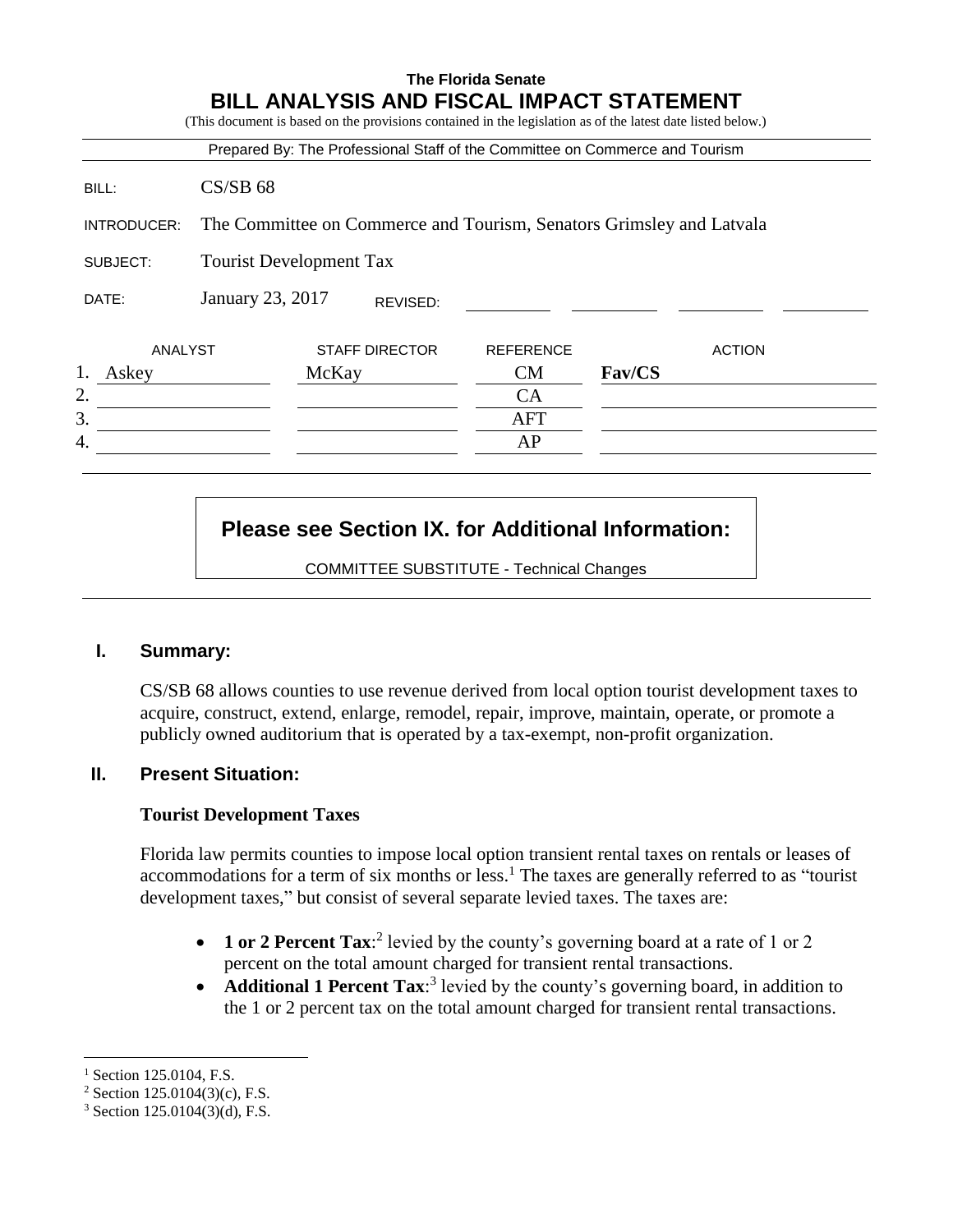**The Florida Senate**

# BILL ANALYSIS AND FISCAL IMPACT STATEMENT

(This document is based on the provisions contained in the legislation as of the latest date listed below.)

Prepared By: The Professional Staff of the Committee on Commerce and Tourism

| | |
|---|---|
| BILL: | CS/SB 68 |
| INTRODUCER: | The Committee on Commerce and Tourism, Senators Grimsley and Latvala |
| SUBJECT: | Tourist Development Tax |
| DATE: | January 23, 2017 REVISED: |

| | ANALYST | STAFF DIRECTOR | REFERENCE | ACTION |
|---|---|---|---|---|
| 1. | Askey | McKay | CM | **Fav/CS** |
| 2. | | | CA | |
| 3. | | | AFT | |
| 4. | | | AP | |

**Please see Section IX. for Additional Information:**

COMMITTEE SUBSTITUTE - Technical Changes

## I. Summary:

CS/SB 68 allows counties to use revenue derived from local option tourist development taxes to acquire, construct, extend, enlarge, remodel, repair, improve, maintain, operate, or promote a publicly owned auditorium that is operated by a tax-exempt, non-profit organization.

## II. Present Situation:

### Tourist Development Taxes

Florida law permits counties to impose local option transient rental taxes on rentals or leases of accommodations for a term of six months or less.[1] The taxes are generally referred to as "tourist development taxes," but consist of several separate levied taxes. The taxes are:

- **1 or 2 Percent Tax**:[2] levied by the county's governing board at a rate of 1 or 2 percent on the total amount charged for transient rental transactions.
- **Additional 1 Percent Tax**:[3] levied by the county's governing board, in addition to the 1 or 2 percent tax on the total amount charged for transient rental transactions.

---

[1] Section 125.0104, F.S.

[2] Section 125.0104(3)(c), F.S.

[3] Section 125.0104(3)(d), F.S.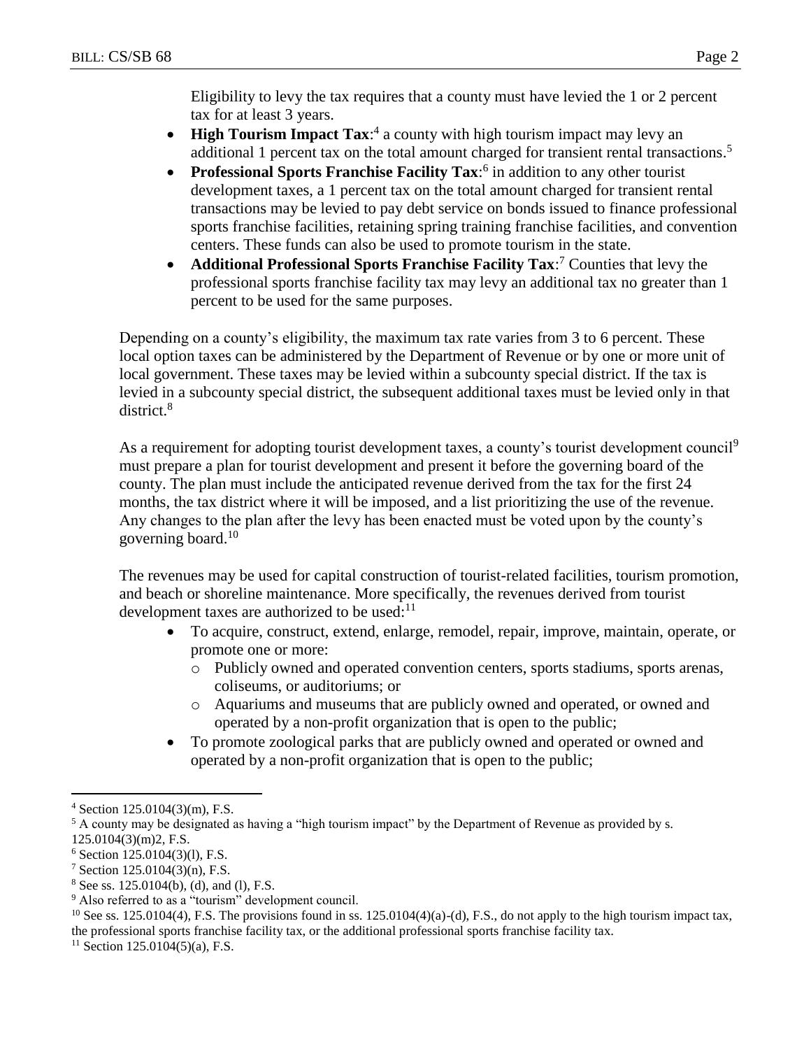Eligibility to levy the tax requires that a county must have levied the 1 or 2 percent tax for at least 3 years.

- **High Tourism Impact Tax**:[4] a county with high tourism impact may levy an additional 1 percent tax on the total amount charged for transient rental transactions.[5]
- **Professional Sports Franchise Facility Tax**:[6] in addition to any other tourist development taxes, a 1 percent tax on the total amount charged for transient rental transactions may be levied to pay debt service on bonds issued to finance professional sports franchise facilities, retaining spring training franchise facilities, and convention centers. These funds can also be used to promote tourism in the state.
- **Additional Professional Sports Franchise Facility Tax**:[7] Counties that levy the professional sports franchise facility tax may levy an additional tax no greater than 1 percent to be used for the same purposes.

Depending on a county's eligibility, the maximum tax rate varies from 3 to 6 percent. These local option taxes can be administered by the Department of Revenue or by one or more unit of local government. These taxes may be levied within a subcounty special district. If the tax is levied in a subcounty special district, the subsequent additional taxes must be levied only in that district.[8]

As a requirement for adopting tourist development taxes, a county's tourist development council[9] must prepare a plan for tourist development and present it before the governing board of the county. The plan must include the anticipated revenue derived from the tax for the first 24 months, the tax district where it will be imposed, and a list prioritizing the use of the revenue. Any changes to the plan after the levy has been enacted must be voted upon by the county's governing board.[10]

The revenues may be used for capital construction of tourist-related facilities, tourism promotion, and beach or shoreline maintenance. More specifically, the revenues derived from tourist development taxes are authorized to be used:[11]

- To acquire, construct, extend, enlarge, remodel, repair, improve, maintain, operate, or promote one or more:
  - Publicly owned and operated convention centers, sports stadiums, sports arenas, coliseums, or auditoriums; or
  - Aquariums and museums that are publicly owned and operated, or owned and operated by a non-profit organization that is open to the public;
- To promote zoological parks that are publicly owned and operated or owned and operated by a non-profit organization that is open to the public;

---

[4] Section 125.0104(3)(m), F.S.

[5] A county may be designated as having a "high tourism impact" by the Department of Revenue as provided by s. 125.0104(3)(m)2, F.S.

[6] Section 125.0104(3)(l), F.S.

[7] Section 125.0104(3)(n), F.S.

[8] See ss. 125.0104(b), (d), and (l), F.S.

[9] Also referred to as a "tourism" development council.

[10] See ss. 125.0104(4), F.S. The provisions found in ss. 125.0104(4)(a)-(d), F.S., do not apply to the high tourism impact tax, the professional sports franchise facility tax, or the additional professional sports franchise facility tax.

[11] Section 125.0104(5)(a), F.S.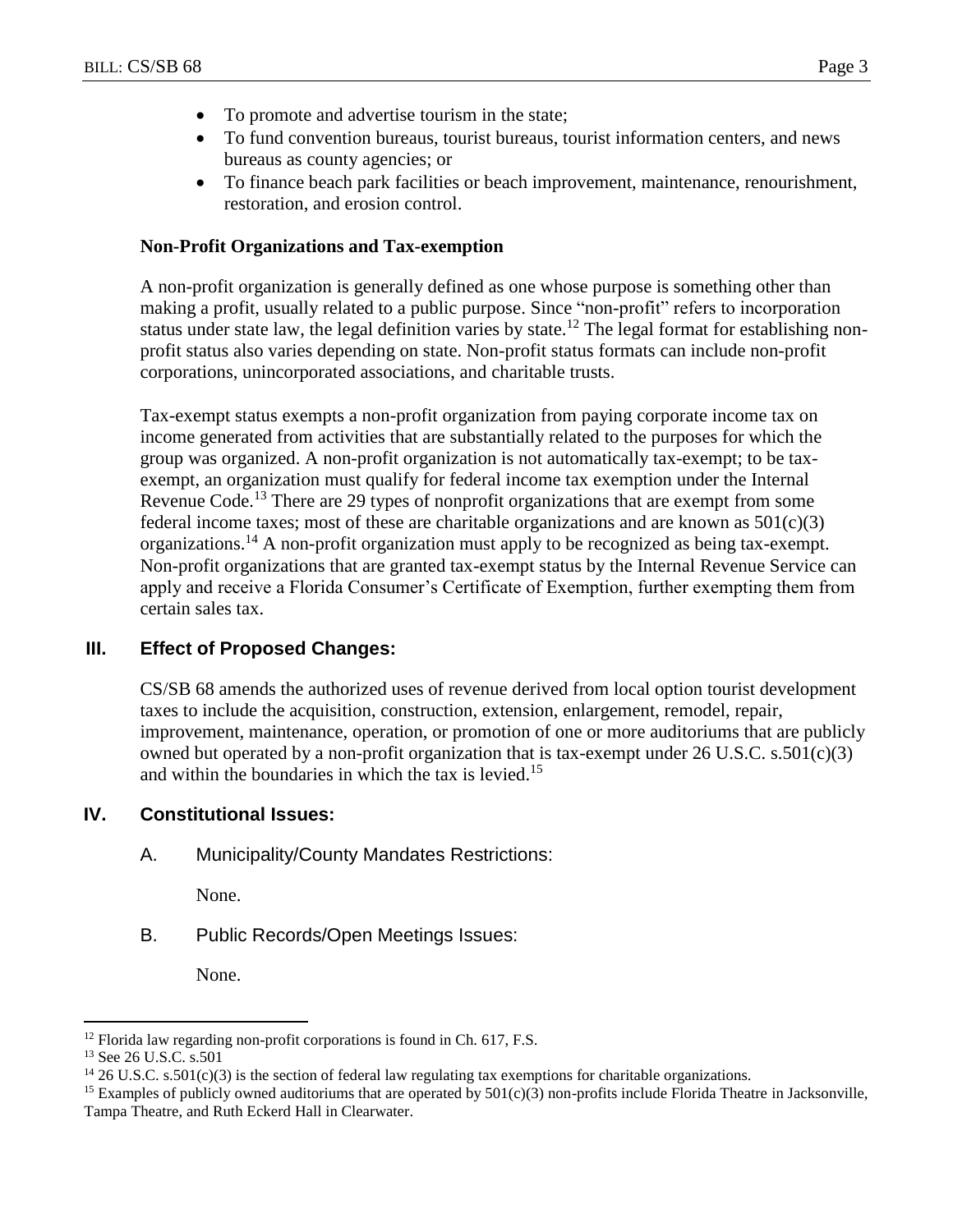- To promote and advertise tourism in the state;
- To fund convention bureaus, tourist bureaus, tourist information centers, and news bureaus as county agencies; or
- To finance beach park facilities or beach improvement, maintenance, renourishment, restoration, and erosion control.

**Non-Profit Organizations and Tax-exemption**

A non-profit organization is generally defined as one whose purpose is something other than making a profit, usually related to a public purpose. Since "non-profit" refers to incorporation status under state law, the legal definition varies by state.[12] The legal format for establishing non-profit status also varies depending on state. Non-profit status formats can include non-profit corporations, unincorporated associations, and charitable trusts.

Tax-exempt status exempts a non-profit organization from paying corporate income tax on income generated from activities that are substantially related to the purposes for which the group was organized. A non-profit organization is not automatically tax-exempt; to be tax-exempt, an organization must qualify for federal income tax exemption under the Internal Revenue Code.[13] There are 29 types of nonprofit organizations that are exempt from some federal income taxes; most of these are charitable organizations and are known as 501(c)(3) organizations.[14] A non-profit organization must apply to be recognized as being tax-exempt. Non-profit organizations that are granted tax-exempt status by the Internal Revenue Service can apply and receive a Florida Consumer's Certificate of Exemption, further exempting them from certain sales tax.

## III. Effect of Proposed Changes:

CS/SB 68 amends the authorized uses of revenue derived from local option tourist development taxes to include the acquisition, construction, extension, enlargement, remodel, repair, improvement, maintenance, operation, or promotion of one or more auditoriums that are publicly owned but operated by a non-profit organization that is tax-exempt under 26 U.S.C. s.501(c)(3) and within the boundaries in which the tax is levied.[15]

## IV. Constitutional Issues:

A. Municipality/County Mandates Restrictions:

None.

B. Public Records/Open Meetings Issues:

None.

---

[12] Florida law regarding non-profit corporations is found in Ch. 617, F.S.

[13] See 26 U.S.C. s.501

[14] 26 U.S.C. s.501(c)(3) is the section of federal law regulating tax exemptions for charitable organizations.

[15] Examples of publicly owned auditoriums that are operated by 501(c)(3) non-profits include Florida Theatre in Jacksonville, Tampa Theatre, and Ruth Eckerd Hall in Clearwater.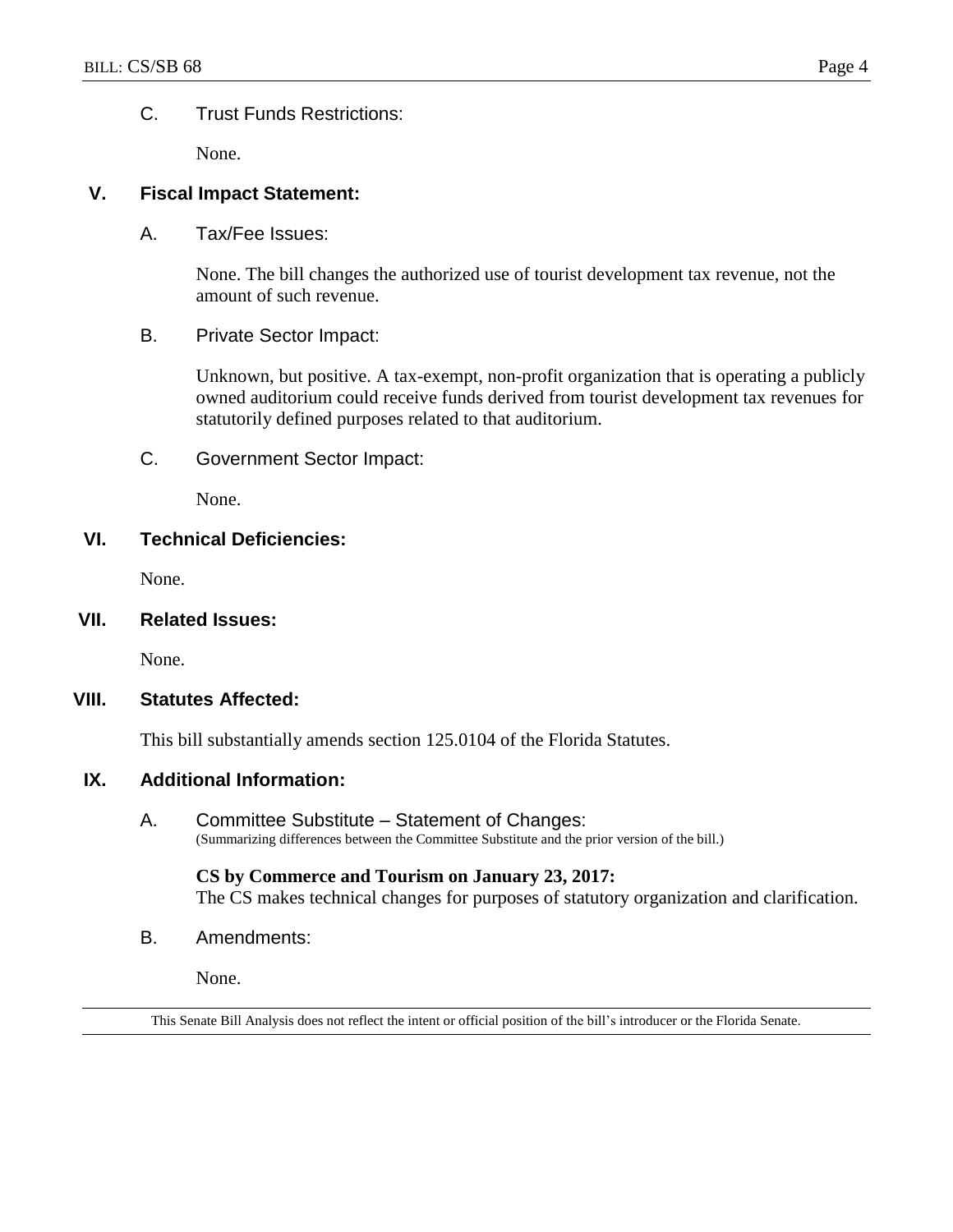C. Trust Funds Restrictions:

None.

## V. Fiscal Impact Statement:

A. Tax/Fee Issues:

None. The bill changes the authorized use of tourist development tax revenue, not the amount of such revenue.

B. Private Sector Impact:

Unknown, but positive. A tax-exempt, non-profit organization that is operating a publicly owned auditorium could receive funds derived from tourist development tax revenues for statutorily defined purposes related to that auditorium.

C. Government Sector Impact:

None.

## VI. Technical Deficiencies:

None.

## VII. Related Issues:

None.

## VIII. Statutes Affected:

This bill substantially amends section 125.0104 of the Florida Statutes.

## IX. Additional Information:

A. Committee Substitute – Statement of Changes:
(Summarizing differences between the Committee Substitute and the prior version of the bill.)

**CS by Commerce and Tourism on January 23, 2017:**
The CS makes technical changes for purposes of statutory organization and clarification.

B. Amendments:

None.

This Senate Bill Analysis does not reflect the intent or official position of the bill's introducer or the Florida Senate.